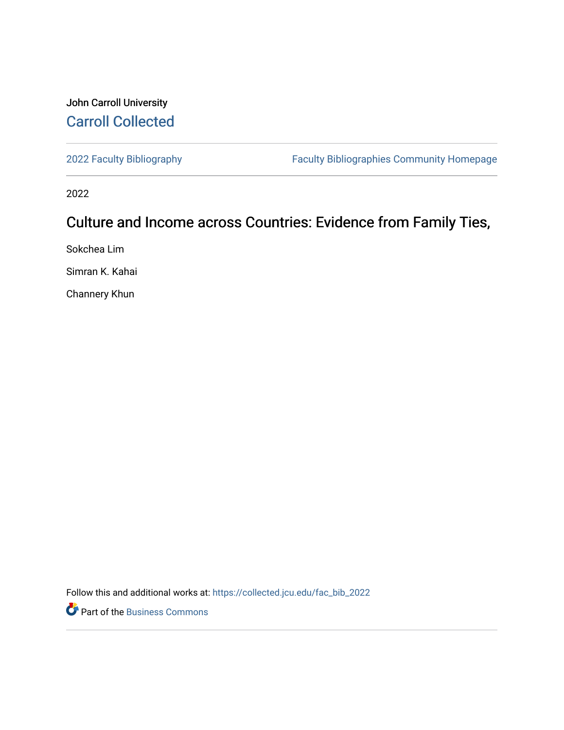John Carroll University

Carroll Collected

2022 Faculty Bibliography

Faculty Bibliographies Community Homepage

2022

# Culture and Income across Countries: Evidence from Family Ties,

Sokchea Lim

Simran K. Kahai

Channery Khun

Follow this and additional works at: https://collected.jcu.edu/fac_bib_2022

Part of the Business Commons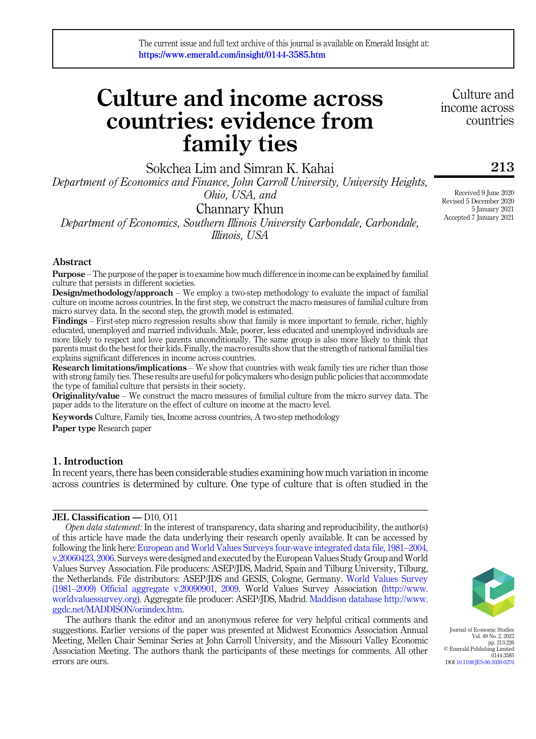# Culture and income across countries: evidence from family ties

Sokchea Lim and Simran K. Kahai

*Department of Economics and Finance, John Carroll University, University Heights, Ohio, USA, and*

Channary Khun

*Department of Economics, Southern Illinois University Carbondale, Carbondale, Illinois, USA*

Received 9 June 2020
Revised 5 December 2020
5 January 2021
Accepted 7 January 2021

## Abstract

**Purpose** – The purpose of the paper is to examine how much difference in income can be explained by familial culture that persists in different societies.

**Design/methodology/approach** – We employ a two-step methodology to evaluate the impact of familial culture on income across countries. In the first step, we construct the macro measures of familial culture from micro survey data. In the second step, the growth model is estimated.

**Findings** – First-step micro regression results show that family is more important to female, richer, highly educated, unemployed and married individuals. Male, poorer, less educated and unemployed individuals are more likely to respect and love parents unconditionally. The same group is also more likely to think that parents must do the best for their kids. Finally, the macro results show that the strength of national familial ties explains significant differences in income across countries.

**Research limitations/implications** – We show that countries with weak family ties are richer than those with strong family ties. These results are useful for policymakers who design public policies that accommodate the type of familial culture that persists in their society.

**Originality/value** – We construct the macro measures of familial culture from the micro survey data. The paper adds to the literature on the effect of culture on income at the macro level.

**Keywords** Culture, Family ties, Income across countries, A two-step methodology

**Paper type** Research paper

## 1. Introduction

In recent years, there has been considerable studies examining how much variation in income across countries is determined by culture. One type of culture that is often studied in the

---

**JEL Classification —** D10, O11

*Open data statement:* In the interest of transparency, data sharing and reproducibility, the author(s) of this article have made the data underlying their research openly available. It can be accessed by following the link here: European and World Values Surveys four-wave integrated data file, 1981–2004, v.20060423, 2006. Surveys were designed and executed by the European Values Study Group and World Values Survey Association. File producers: ASEP/JDS, Madrid, Spain and Tilburg University, Tilburg, the Netherlands. File distributors: ASEP/JDS and GESIS, Cologne, Germany. World Values Survey (1981–2009) Official aggregate v.20090901, 2009. World Values Survey Association (http://www.worldvaluessurvey.org). Aggregate file producer: ASEP/JDS, Madrid. Maddison database http://www.ggdc.net/MADDISON/oriindex.htm.

The authors thank the editor and an anonymous referee for very helpful critical comments and suggestions. Earlier versions of the paper was presented at Midwest Economics Association Annual Meeting, Mellen Chair Seminar Series at John Carroll University, and the Missouri Valley Economic Association Meeting. The authors thank the participants of these meetings for comments. All other errors are ours.

Journal of Economic Studies
Vol. 49 No. 2, 2022
pp. 213-226
© Emerald Publishing Limited
0144-3585
DOI 10.1108/JES-06-2020-0276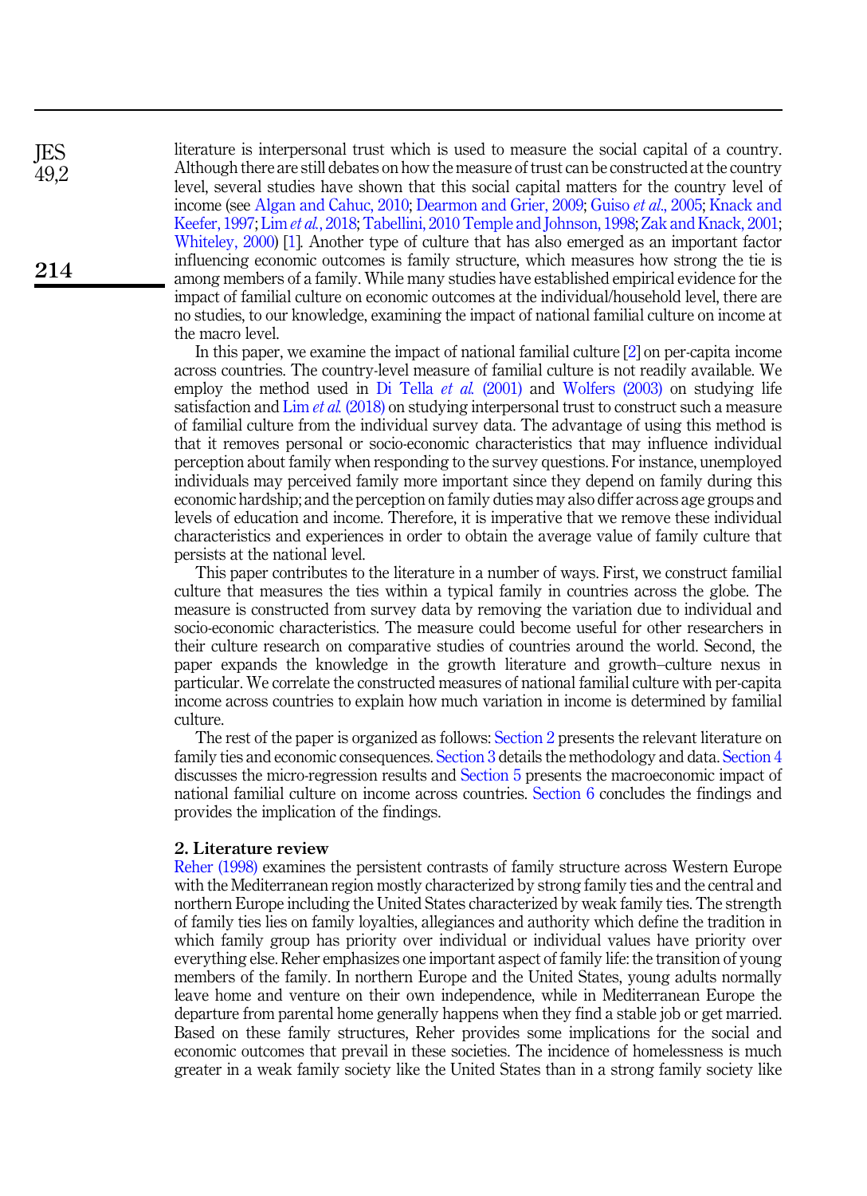literature is interpersonal trust which is used to measure the social capital of a country. Although there are still debates on how the measure of trust can be constructed at the country level, several studies have shown that this social capital matters for the country level of income (see Algan and Cahuc, 2010; Dearmon and Grier, 2009; Guiso *et al*., 2005; Knack and Keefer, 1997; Lim *et al.*, 2018; Tabellini, 2010 Temple and Johnson, 1998; Zak and Knack, 2001; Whiteley, 2000) [1]. Another type of culture that has also emerged as an important factor influencing economic outcomes is family structure, which measures how strong the tie is among members of a family. While many studies have established empirical evidence for the impact of familial culture on economic outcomes at the individual/household level, there are no studies, to our knowledge, examining the impact of national familial culture on income at the macro level.

In this paper, we examine the impact of national familial culture [2] on per-capita income across countries. The country-level measure of familial culture is not readily available. We employ the method used in Di Tella *et al.* (2001) and Wolfers (2003) on studying life satisfaction and Lim *et al.* (2018) on studying interpersonal trust to construct such a measure of familial culture from the individual survey data. The advantage of using this method is that it removes personal or socio-economic characteristics that may influence individual perception about family when responding to the survey questions. For instance, unemployed individuals may perceived family more important since they depend on family during this economic hardship; and the perception on family duties may also differ across age groups and levels of education and income. Therefore, it is imperative that we remove these individual characteristics and experiences in order to obtain the average value of family culture that persists at the national level.

This paper contributes to the literature in a number of ways. First, we construct familial culture that measures the ties within a typical family in countries across the globe. The measure is constructed from survey data by removing the variation due to individual and socio-economic characteristics. The measure could become useful for other researchers in their culture research on comparative studies of countries around the world. Second, the paper expands the knowledge in the growth literature and growth–culture nexus in particular. We correlate the constructed measures of national familial culture with per-capita income across countries to explain how much variation in income is determined by familial culture.

The rest of the paper is organized as follows: Section 2 presents the relevant literature on family ties and economic consequences. Section 3 details the methodology and data. Section 4 discusses the micro-regression results and Section 5 presents the macroeconomic impact of national familial culture on income across countries. Section 6 concludes the findings and provides the implication of the findings.

## 2. Literature review

Reher (1998) examines the persistent contrasts of family structure across Western Europe with the Mediterranean region mostly characterized by strong family ties and the central and northern Europe including the United States characterized by weak family ties. The strength of family ties lies on family loyalties, allegiances and authority which define the tradition in which family group has priority over individual or individual values have priority over everything else. Reher emphasizes one important aspect of family life: the transition of young members of the family. In northern Europe and the United States, young adults normally leave home and venture on their own independence, while in Mediterranean Europe the departure from parental home generally happens when they find a stable job or get married. Based on these family structures, Reher provides some implications for the social and economic outcomes that prevail in these societies. The incidence of homelessness is much greater in a weak family society like the United States than in a strong family society like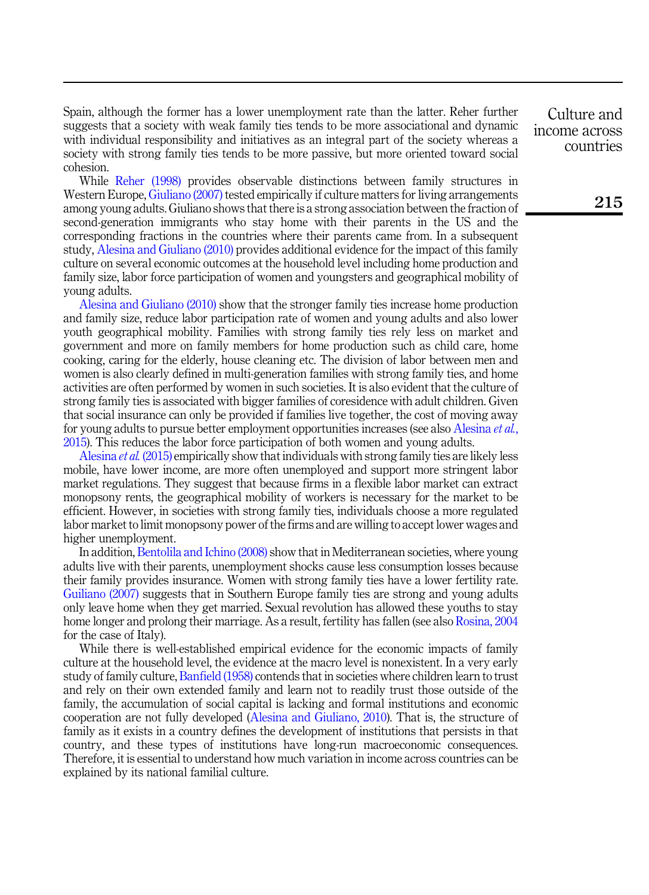Spain, although the former has a lower unemployment rate than the latter. Reher further suggests that a society with weak family ties tends to be more associational and dynamic with individual responsibility and initiatives as an integral part of the society whereas a society with strong family ties tends to be more passive, but more oriented toward social cohesion.

While Reher (1998) provides observable distinctions between family structures in Western Europe, Giuliano (2007) tested empirically if culture matters for living arrangements among young adults. Giuliano shows that there is a strong association between the fraction of second-generation immigrants who stay home with their parents in the US and the corresponding fractions in the countries where their parents came from. In a subsequent study, Alesina and Giuliano (2010) provides additional evidence for the impact of this family culture on several economic outcomes at the household level including home production and family size, labor force participation of women and youngsters and geographical mobility of young adults.

Alesina and Giuliano (2010) show that the stronger family ties increase home production and family size, reduce labor participation rate of women and young adults and also lower youth geographical mobility. Families with strong family ties rely less on market and government and more on family members for home production such as child care, home cooking, caring for the elderly, house cleaning etc. The division of labor between men and women is also clearly defined in multi-generation families with strong family ties, and home activities are often performed by women in such societies. It is also evident that the culture of strong family ties is associated with bigger families of coresidence with adult children. Given that social insurance can only be provided if families live together, the cost of moving away for young adults to pursue better employment opportunities increases (see also Alesina *et al.*, 2015). This reduces the labor force participation of both women and young adults.

Alesina *et al.* (2015) empirically show that individuals with strong family ties are likely less mobile, have lower income, are more often unemployed and support more stringent labor market regulations. They suggest that because firms in a flexible labor market can extract monopsony rents, the geographical mobility of workers is necessary for the market to be efficient. However, in societies with strong family ties, individuals choose a more regulated labor market to limit monopsony power of the firms and are willing to accept lower wages and higher unemployment.

In addition, Bentolila and Ichino (2008) show that in Mediterranean societies, where young adults live with their parents, unemployment shocks cause less consumption losses because their family provides insurance. Women with strong family ties have a lower fertility rate. Guiliano (2007) suggests that in Southern Europe family ties are strong and young adults only leave home when they get married. Sexual revolution has allowed these youths to stay home longer and prolong their marriage. As a result, fertility has fallen (see also Rosina, 2004 for the case of Italy).

While there is well-established empirical evidence for the economic impacts of family culture at the household level, the evidence at the macro level is nonexistent. In a very early study of family culture, Banfield (1958) contends that in societies where children learn to trust and rely on their own extended family and learn not to readily trust those outside of the family, the accumulation of social capital is lacking and formal institutions and economic cooperation are not fully developed (Alesina and Giuliano, 2010). That is, the structure of family as it exists in a country defines the development of institutions that persists in that country, and these types of institutions have long-run macroeconomic consequences. Therefore, it is essential to understand how much variation in income across countries can be explained by its national familial culture.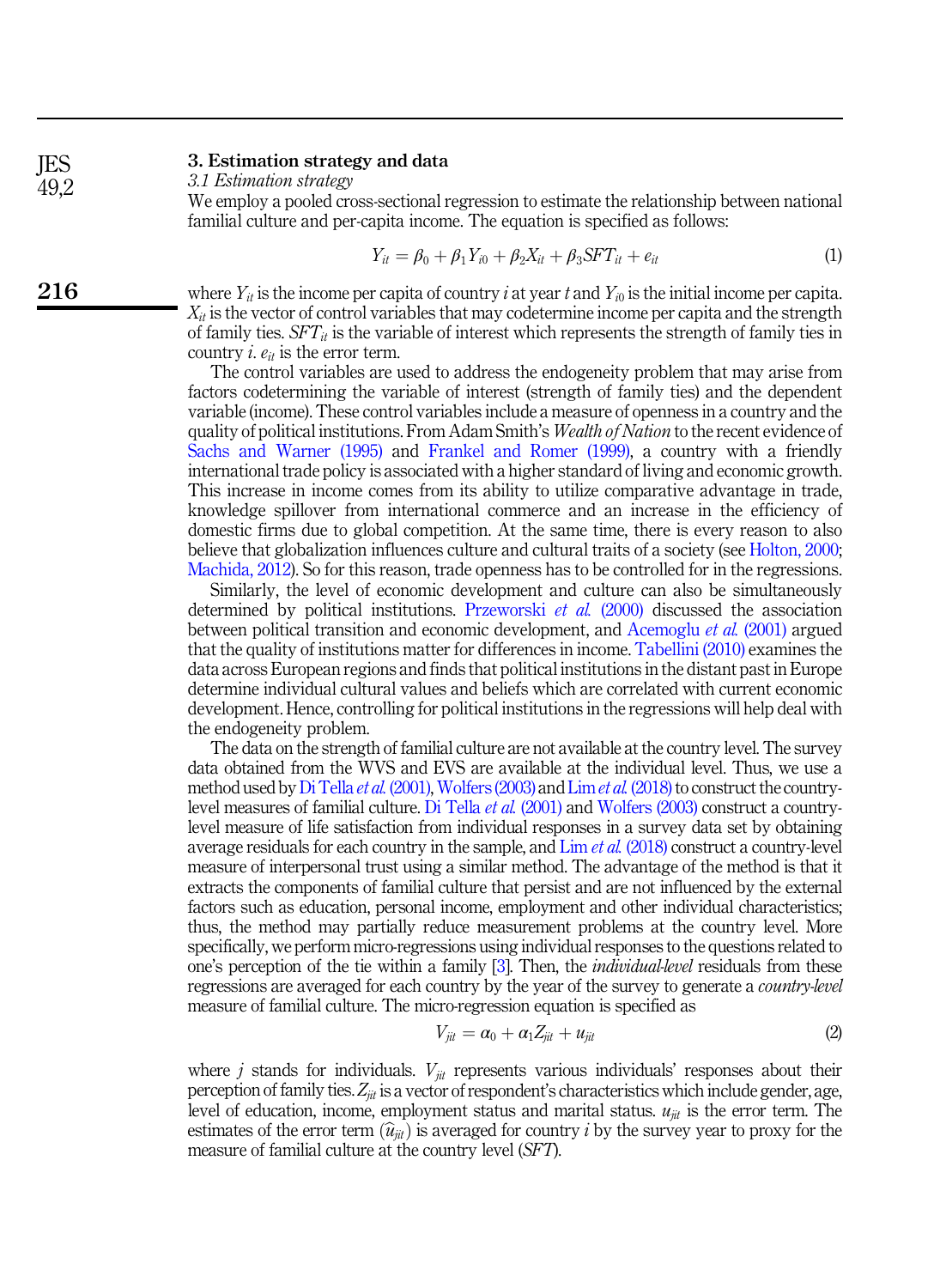## 3. Estimation strategy and data

### 3.1 Estimation strategy

We employ a pooled cross-sectional regression to estimate the relationship between national familial culture and per-capita income. The equation is specified as follows:

$$Y_{it} = \beta_0 + \beta_1 Y_{i0} + \beta_2 X_{it} + \beta_3 SFT_{it} + e_{it} \tag{1}$$

where $Y_{it}$ is the income per capita of country $i$ at year $t$ and $Y_{i0}$ is the initial income per capita. $X_{it}$ is the vector of control variables that may codetermine income per capita and the strength of family ties. $SFT_{it}$ is the variable of interest which represents the strength of family ties in country $i$. $e_{it}$ is the error term.

The control variables are used to address the endogeneity problem that may arise from factors codetermining the variable of interest (strength of family ties) and the dependent variable (income). These control variables include a measure of openness in a country and the quality of political institutions. From Adam Smith's *Wealth of Nation* to the recent evidence of Sachs and Warner (1995) and Frankel and Romer (1999), a country with a friendly international trade policy is associated with a higher standard of living and economic growth. This increase in income comes from its ability to utilize comparative advantage in trade, knowledge spillover from international commerce and an increase in the efficiency of domestic firms due to global competition. At the same time, there is every reason to also believe that globalization influences culture and cultural traits of a society (see Holton, 2000; Machida, 2012). So for this reason, trade openness has to be controlled for in the regressions.

Similarly, the level of economic development and culture can also be simultaneously determined by political institutions. Przeworski *et al.* (2000) discussed the association between political transition and economic development, and Acemoglu *et al.* (2001) argued that the quality of institutions matter for differences in income. Tabellini (2010) examines the data across European regions and finds that political institutions in the distant past in Europe determine individual cultural values and beliefs which are correlated with current economic development. Hence, controlling for political institutions in the regressions will help deal with the endogeneity problem.

The data on the strength of familial culture are not available at the country level. The survey data obtained from the WVS and EVS are available at the individual level. Thus, we use a method used by Di Tella *et al.* (2001), Wolfers (2003) and Lim *et al.* (2018) to construct the country-level measures of familial culture. Di Tella *et al.* (2001) and Wolfers (2003) construct a country-level measure of life satisfaction from individual responses in a survey data set by obtaining average residuals for each country in the sample, and Lim *et al.* (2018) construct a country-level measure of interpersonal trust using a similar method. The advantage of the method is that it extracts the components of familial culture that persist and are not influenced by the external factors such as education, personal income, employment status and other individual characteristics; thus, the method may partially reduce measurement problems at the country level. More specifically, we perform micro-regressions using individual responses to the questions related to one's perception of the tie within a family [3]. Then, the *individual-level* residuals from these regressions are averaged for each country by the year of the survey to generate a *country-level* measure of familial culture. The micro-regression equation is specified as

$$V_{jit} = \alpha_0 + \alpha_1 Z_{jit} + u_{jit} \tag{2}$$

where $j$ stands for individuals. $V_{jit}$ represents various individuals' responses about their perception of family ties. $Z_{jit}$ is a vector of respondent's characteristics which include gender, age, level of education, income, employment status and marital status. $u_{jit}$ is the error term. The estimates of the error term ($\widehat{u}_{jit}$) is averaged for country $i$ by the survey year to proxy for the measure of familial culture at the country level ($SFT$).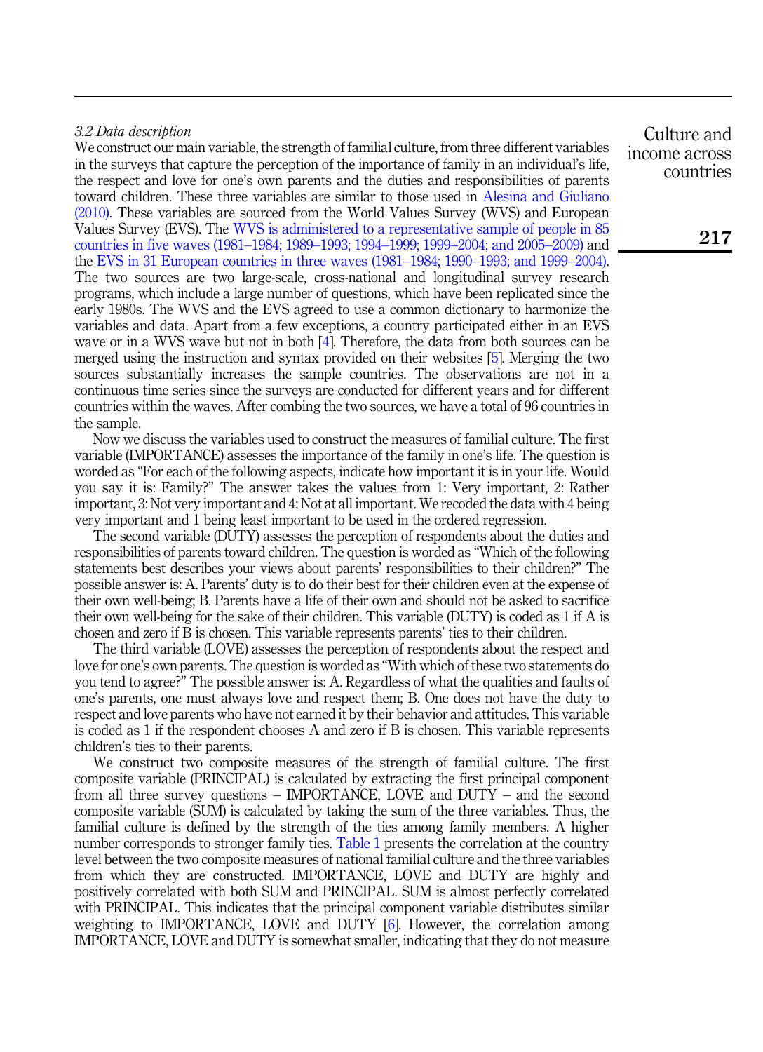### 3.2 Data description

We construct our main variable, the strength of familial culture, from three different variables in the surveys that capture the perception of the importance of family in an individual's life, the respect and love for one's own parents and the duties and responsibilities of parents toward children. These three variables are similar to those used in Alesina and Giuliano (2010). These variables are sourced from the World Values Survey (WVS) and European Values Survey (EVS). The WVS is administered to a representative sample of people in 85 countries in five waves (1981–1984; 1989–1993; 1994–1999; 1999–2004; and 2005–2009) and the EVS in 31 European countries in three waves (1981–1984; 1990–1993; and 1999–2004). The two sources are two large-scale, cross-national and longitudinal survey research programs, which include a large number of questions, which have been replicated since the early 1980s. The WVS and the EVS agreed to use a common dictionary to harmonize the variables and data. Apart from a few exceptions, a country participated either in an EVS wave or in a WVS wave but not in both [4]. Therefore, the data from both sources can be merged using the instruction and syntax provided on their websites [5]. Merging the two sources substantially increases the sample countries. The observations are not in a continuous time series since the surveys are conducted for different years and for different countries within the waves. After combing the two sources, we have a total of 96 countries in the sample.

Now we discuss the variables used to construct the measures of familial culture. The first variable (IMPORTANCE) assesses the importance of the family in one's life. The question is worded as "For each of the following aspects, indicate how important it is in your life. Would you say it is: Family?" The answer takes the values from 1: Very important, 2: Rather important, 3: Not very important and 4: Not at all important. We recoded the data with 4 being very important and 1 being least important to be used in the ordered regression.

The second variable (DUTY) assesses the perception of respondents about the duties and responsibilities of parents toward children. The question is worded as "Which of the following statements best describes your views about parents' responsibilities to their children?" The possible answer is: A. Parents' duty is to do their best for their children even at the expense of their own well-being; B. Parents have a life of their own and should not be asked to sacrifice their own well-being for the sake of their children. This variable (DUTY) is coded as 1 if A is chosen and zero if B is chosen. This variable represents parents' ties to their children.

The third variable (LOVE) assesses the perception of respondents about the respect and love for one's own parents. The question is worded as "With which of these two statements do you tend to agree?" The possible answer is: A. Regardless of what the qualities and faults of one's parents, one must always love and respect them; B. One does not have the duty to respect and love parents who have not earned it by their behavior and attitudes. This variable is coded as 1 if the respondent chooses A and zero if B is chosen. This variable represents children's ties to their parents.

We construct two composite measures of the strength of familial culture. The first composite variable (PRINCIPAL) is calculated by extracting the first principal component from all three survey questions – IMPORTANCE, LOVE and DUTY – and the second composite variable (SUM) is calculated by taking the sum of the three variables. Thus, the familial culture is defined by the strength of the ties among family members. A higher number corresponds to stronger family ties. Table 1 presents the correlation at the country level between the two composite measures of national familial culture and the three variables from which they are constructed. IMPORTANCE, LOVE and DUTY are highly and positively correlated with both SUM and PRINCIPAL. SUM is almost perfectly correlated with PRINCIPAL. This indicates that the principal component variable distributes similar weighting to IMPORTANCE, LOVE and DUTY [6]. However, the correlation among IMPORTANCE, LOVE and DUTY is somewhat smaller, indicating that they do not measure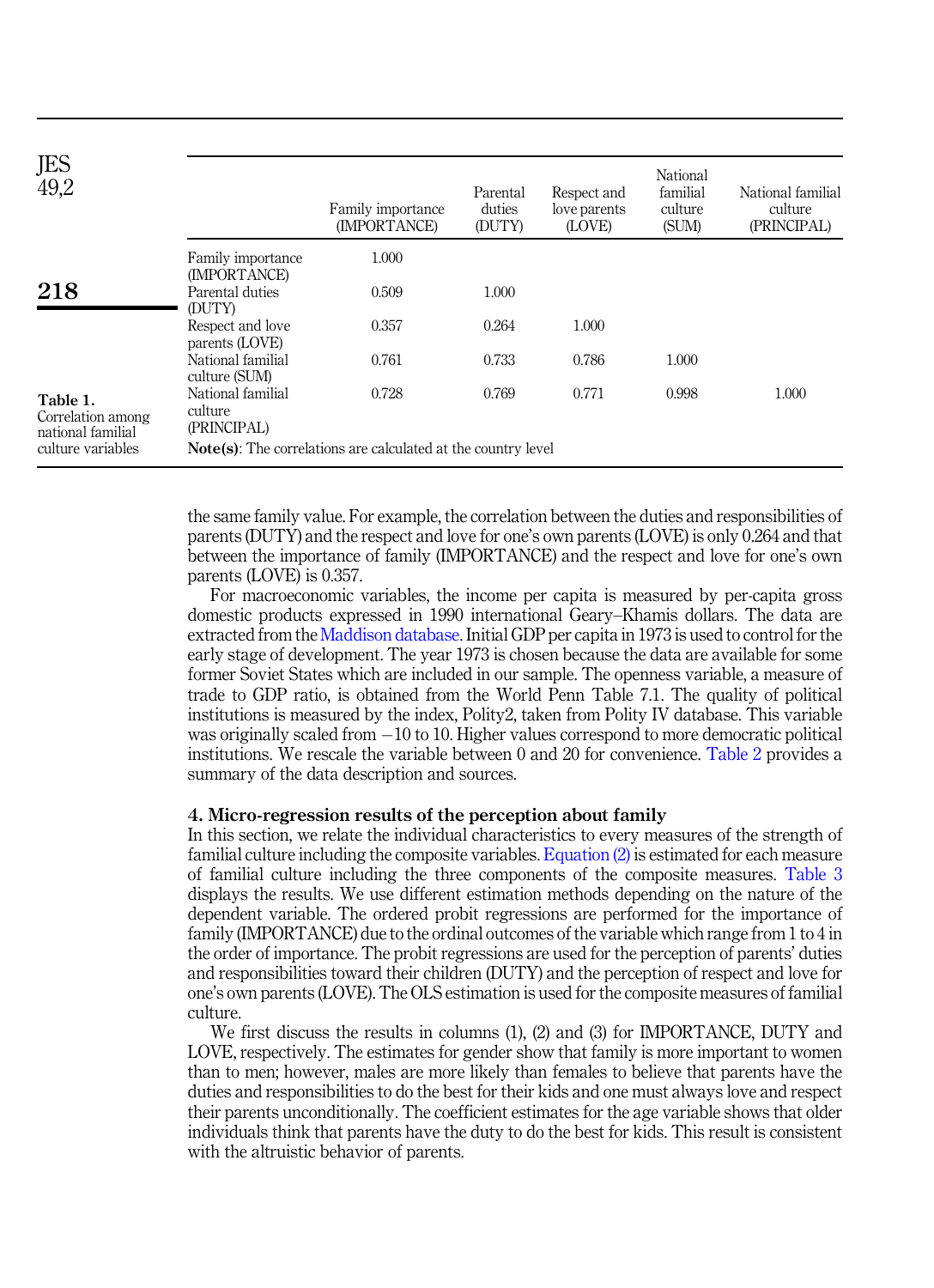**Table 1.** Correlation among national familial culture variables

| | Family importance (IMPORTANCE) | Parental duties (DUTY) | Respect and love parents (LOVE) | National familial culture (SUM) | National familial culture (PRINCIPAL) |
|---|---|---|---|---|---|
| Family importance (IMPORTANCE) | 1.000 | | | | |
| Parental duties (DUTY) | 0.509 | 1.000 | | | |
| Respect and love parents (LOVE) | 0.357 | 0.264 | 1.000 | | |
| National familial culture (SUM) | 0.761 | 0.733 | 0.786 | 1.000 | |
| National familial culture (PRINCIPAL) | 0.728 | 0.769 | 0.771 | 0.998 | 1.000 |

**Note(s)**: The correlations are calculated at the country level

the same family value. For example, the correlation between the duties and responsibilities of parents (DUTY) and the respect and love for one's own parents (LOVE) is only 0.264 and that between the importance of family (IMPORTANCE) and the respect and love for one's own parents (LOVE) is 0.357.

For macroeconomic variables, the income per capita is measured by per-capita gross domestic products expressed in 1990 international Geary–Khamis dollars. The data are extracted from the Maddison database. Initial GDP per capita in 1973 is used to control for the early stage of development. The year 1973 is chosen because the data are available for some former Soviet States which are included in our sample. The openness variable, a measure of trade to GDP ratio, is obtained from the World Penn Table 7.1. The quality of political institutions is measured by the index, Polity2, taken from Polity IV database. This variable was originally scaled from −10 to 10. Higher values correspond to more democratic political institutions. We rescale the variable between 0 and 20 for convenience. Table 2 provides a summary of the data description and sources.

## 4. Micro-regression results of the perception about family

In this section, we relate the individual characteristics to every measures of the strength of familial culture including the composite variables. Equation (2) is estimated for each measure of familial culture including the three components of the composite measures. Table 3 displays the results. We use different estimation methods depending on the nature of the dependent variable. The ordered probit regressions are performed for the importance of family (IMPORTANCE) due to the ordinal outcomes of the variable which range from 1 to 4 in the order of importance. The probit regressions are used for the perception of parents' duties and responsibilities toward their children (DUTY) and the perception of respect and love for one's own parents (LOVE). The OLS estimation is used for the composite measures of familial culture.

We first discuss the results in columns (1), (2) and (3) for IMPORTANCE, DUTY and LOVE, respectively. The estimates for gender show that family is more important to women than to men; however, males are more likely than females to believe that parents have the duties and responsibilities to do the best for their kids and one must always love and respect their parents unconditionally. The coefficient estimates for the age variable shows that older individuals think that parents have the duty to do the best for kids. This result is consistent with the altruistic behavior of parents.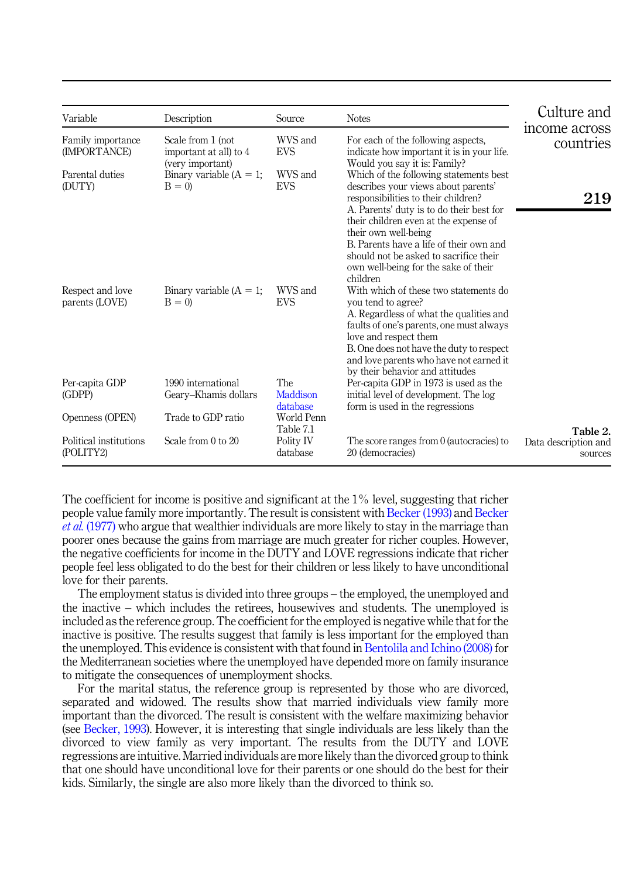**Table 2.** Data description and sources

| Variable | Description | Source | Notes |
|---|---|---|---|
| Family importance (IMPORTANCE) | Scale from 1 (not important at all) to 4 (very important) | WVS and EVS | For each of the following aspects, indicate how important it is in your life. Would you say it is: Family? |
| Parental duties (DUTY) | Binary variable (A = 1; B = 0) | WVS and EVS | Which of the following statements best describes your views about parents' responsibilities to their children? A. Parents' duty is to do their best for their children even at the expense of their own well-being B. Parents have a life of their own and should not be asked to sacrifice their own well-being for the sake of their children |
| Respect and love parents (LOVE) | Binary variable (A = 1; B = 0) | WVS and EVS | With which of these two statements do you tend to agree? A. Regardless of what the qualities and faults of one's parents, one must always love and respect them B. One does not have the duty to respect and love parents who have not earned it by their behavior and attitudes |
| Per-capita GDP (GDPP) | 1990 international Geary–Khamis dollars | The Maddison database | Per-capita GDP in 1973 is used as the initial level of development. The log form is used in the regressions |
| Openness (OPEN) | Trade to GDP ratio | World Penn Table 7.1 | |
| Political institutions (POLITY2) | Scale from 0 to 20 | Polity IV database | The score ranges from 0 (autocracies) to 20 (democracies) |

The coefficient for income is positive and significant at the 1% level, suggesting that richer people value family more importantly. The result is consistent with Becker (1993) and Becker *et al.* (1977) who argue that wealthier individuals are more likely to stay in the marriage than poorer ones because the gains from marriage are much greater for richer couples. However, the negative coefficients for income in the DUTY and LOVE regressions indicate that richer people feel less obligated to do the best for their children or less likely to have unconditional love for their parents.

The employment status is divided into three groups – the employed, the unemployed and the inactive – which includes the retirees, housewives and students. The unemployed is included as the reference group. The coefficient for the employed is negative while that for the inactive is positive. The results suggest that family is less important for the employed than the unemployed. This evidence is consistent with that found in Bentolila and Ichino (2008) for the Mediterranean societies where the unemployed have depended more on family insurance to mitigate the consequences of unemployment shocks.

For the marital status, the reference group is represented by those who are divorced, separated and widowed. The results show that married individuals view family more important than the divorced. The result is consistent with the welfare maximizing behavior (see Becker, 1993). However, it is interesting that single individuals are less likely than the divorced to view family as very important. The results from the DUTY and LOVE regressions are intuitive. Married individuals are more likely than the divorced group to think that one should have unconditional love for their parents or one should do the best for their kids. Similarly, the single are also more likely than the divorced to think so.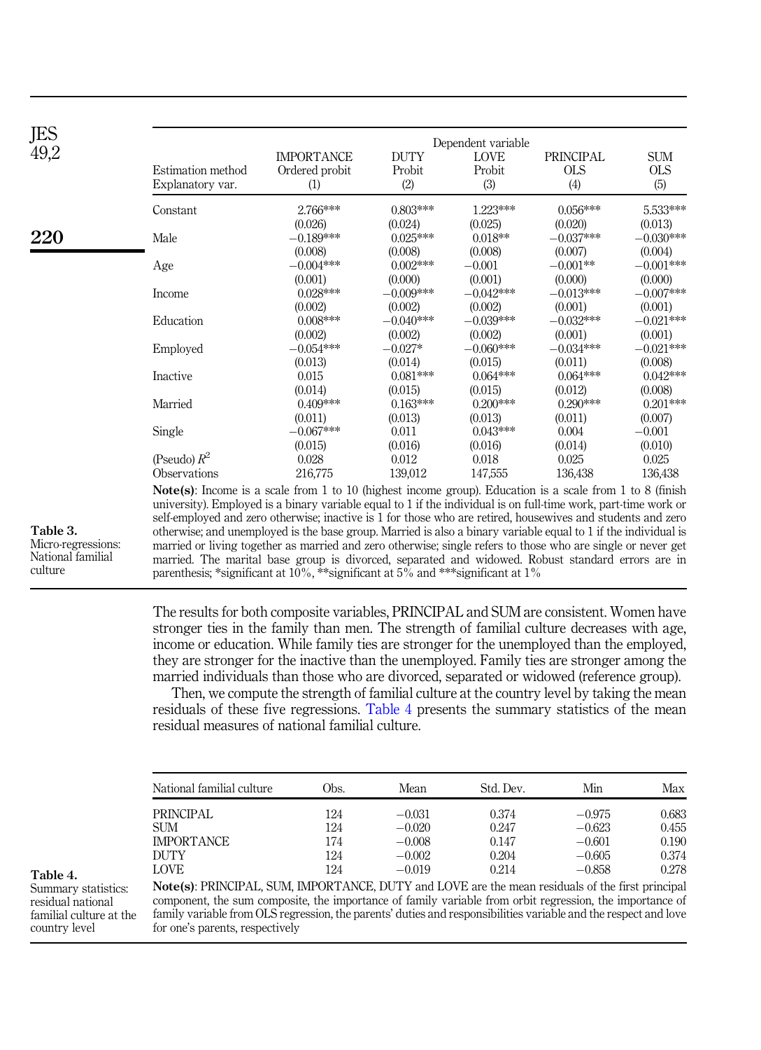**Table 3.** Micro-regressions: National familial culture

| Estimation method | IMPORTANCE | DUTY | LOVE | PRINCIPAL | SUM |
|---|---|---|---|---|---|
| | Ordered probit | Probit | Probit | OLS | OLS |
| Explanatory var. | (1) | (2) | (3) | (4) | (5) |
| Constant | 2.766*** | 0.803*** | 1.223*** | 0.056*** | 5.533*** |
| | (0.026) | (0.024) | (0.025) | (0.020) | (0.013) |
| Male | −0.189*** | 0.025*** | 0.018** | −0.037*** | −0.030*** |
| | (0.008) | (0.008) | (0.008) | (0.007) | (0.004) |
| Age | −0.004*** | 0.002*** | −0.001 | −0.001** | −0.001*** |
| | (0.001) | (0.000) | (0.001) | (0.000) | (0.000) |
| Income | 0.028*** | −0.009*** | −0.042*** | −0.013*** | −0.007*** |
| | (0.002) | (0.002) | (0.002) | (0.001) | (0.001) |
| Education | 0.008*** | −0.040*** | −0.039*** | −0.032*** | −0.021*** |
| | (0.002) | (0.002) | (0.002) | (0.001) | (0.001) |
| Employed | −0.054*** | −0.027* | −0.060*** | −0.034*** | −0.021*** |
| | (0.013) | (0.014) | (0.015) | (0.011) | (0.008) |
| Inactive | 0.015 | 0.081*** | 0.064*** | 0.064*** | 0.042*** |
| | (0.014) | (0.015) | (0.015) | (0.012) | (0.008) |
| Married | 0.409*** | 0.163*** | 0.200*** | 0.290*** | 0.201*** |
| | (0.011) | (0.013) | (0.013) | (0.011) | (0.007) |
| Single | −0.067*** | 0.011 | 0.043*** | 0.004 | −0.001 |
| | (0.015) | (0.016) | (0.016) | (0.014) | (0.010) |
| (Pseudo) $R^2$ | 0.028 | 0.012 | 0.018 | 0.025 | 0.025 |
| Observations | 216,775 | 139,012 | 147,555 | 136,438 | 136,438 |

**Note(s)**: Income is a scale from 1 to 10 (highest income group). Education is a scale from 1 to 8 (finish university). Employed is a binary variable equal to 1 if the individual is on full-time work, part-time work or self-employed and zero otherwise; inactive is 1 for those who are retired, housewives and students and zero otherwise; and unemployed is the base group. Married is also a binary variable equal to 1 if the individual is married or living together as married and zero otherwise; single refers to those who are single or never get married. The marital base group is divorced, separated and widowed. Robust standard errors are in parenthesis; *significant at 10%, **significant at 5% and ***significant at 1%

The results for both composite variables, PRINCIPAL and SUM are consistent. Women have stronger ties in the family than men. The strength of familial culture decreases with age, income or education. While family ties are stronger for the unemployed than the employed, they are stronger for the inactive than the unemployed. Family ties are stronger among the married individuals than those who are divorced, separated or widowed (reference group).

Then, we compute the strength of familial culture at the country level by taking the mean residuals of these five regressions. Table 4 presents the summary statistics of the mean residual measures of national familial culture.

**Table 4.** Summary statistics: residual national familial culture at the country level

| National familial culture | Obs. | Mean | Std. Dev. | Min | Max |
|---|---|---|---|---|---|
| PRINCIPAL | 124 | −0.031 | 0.374 | −0.975 | 0.683 |
| SUM | 124 | −0.020 | 0.247 | −0.623 | 0.455 |
| IMPORTANCE | 174 | −0.008 | 0.147 | −0.601 | 0.190 |
| DUTY | 124 | −0.002 | 0.204 | −0.605 | 0.374 |
| LOVE | 124 | −0.019 | 0.214 | −0.858 | 0.278 |

**Note(s)**: PRINCIPAL, SUM, IMPORTANCE, DUTY and LOVE are the mean residuals of the first principal component, the sum composite, the importance of family variable from orbit regression, the importance of family variable from OLS regression, the parents' duties and responsibilities variable and the respect and love for one's parents, respectively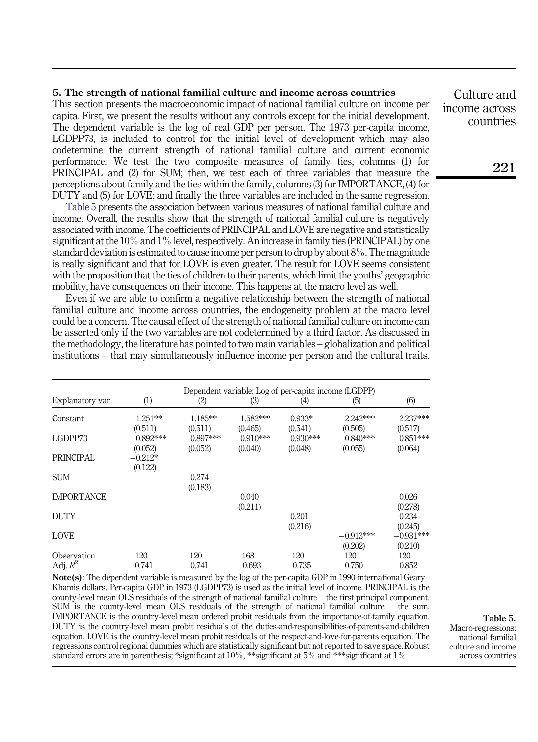## 5. The strength of national familial culture and income across countries

This section presents the macroeconomic impact of national familial culture on income per capita. First, we present the results without any controls except for the initial development. The dependent variable is the log of real GDP per person. The 1973 per-capita income, LGDPP73, is included to control for the initial level of development which may also codetermine the current strength of national familial culture and current economic performance. We test the two composite measures of family ties, columns (1) for PRINCIPAL and (2) for SUM; then, we test each of three variables that measure the perceptions about family and the ties within the family, columns (3) for IMPORTANCE, (4) for DUTY and (5) for LOVE; and finally the three variables are included in the same regression.

Table 5 presents the association between various measures of national familial culture and income. Overall, the results show that the strength of national familial culture is negatively associated with income. The coefficients of PRINCIPAL and LOVE are negative and statistically significant at the 10% and 1% level, respectively. An increase in family ties (PRINCIPAL) by one standard deviation is estimated to cause income per person to drop by about 8%. The magnitude is really significant and that for LOVE is even greater. The result for LOVE seems consistent with the proposition that the ties of children to their parents, which limit the youths' geographic mobility, have consequences on their income. This happens at the macro level as well.

Even if we are able to confirm a negative relationship between the strength of national familial culture and income across countries, the endogeneity problem at the macro level could be a concern. The causal effect of the strength of national familial culture on income can be asserted only if the two variables are not codetermined by a third factor. As discussed in the methodology, the literature has pointed to two main variables – globalization and political institutions – that may simultaneously influence income per person and the cultural traits.

| | Dependent variable: Log of per-capita income (LGDPP) | | | | | |
|---|---|---|---|---|---|---|
| Explanatory var. | (1) | (2) | (3) | (4) | (5) | (6) |
| Constant | 1.251** | 1.185** | 1.582*** | 0.933* | 2.242*** | 2.237*** |
| | (0.511) | (0.511) | (0.465) | (0.541) | (0.505) | (0.517) |
| LGDPP73 | 0.892*** | 0.897*** | 0.910*** | 0.930*** | 0.840*** | 0.851*** |
| | (0.052) | (0.052) | (0.040) | (0.048) | (0.055) | (0.064) |
| PRINCIPAL | −0.212* | | | | | |
| | (0.122) | | | | | |
| SUM | | −0.274 | | | | |
| | | (0.183) | | | | |
| IMPORTANCE | | | 0.040 | | | 0.026 |
| | | | (0.211) | | | (0.278) |
| DUTY | | | | 0.201 | | 0.234 |
| | | | | (0.216) | | (0.245) |
| LOVE | | | | | −0.913*** | −0.931*** |
| | | | | | (0.202) | (0.210) |
| Observation | 120 | 120 | 168 | 120 | 120 | 120 |
| Adj. $R^2$ | 0.741 | 0.741 | 0.693 | 0.735 | 0.750 | 0.852 |

**Note(s)**: The dependent variable is measured by the log of the per-capita GDP in 1990 international Geary–Khamis dollars. Per-capita GDP in 1973 (LGDPP73) is used as the initial level of income. PRINCIPAL is the county-level mean OLS residuals of the strength of national familial culture – the first principal component. SUM is the county-level mean OLS residuals of the strength of national familial culture – the sum. IMPORTANCE is the country-level mean ordered probit residuals from the importance-of-family equation. DUTY is the country-level mean probit residuals of the duties-and-responsibilities-of-parents-and-children equation. LOVE is the country-level mean probit residuals of the respect-and-love-for-parents equation. The regressions control regional dummies which are statistically significant but not reported to save space. Robust standard errors are in parenthesis; *significant at 10%, **significant at 5% and ***significant at 1%

**Table 5.** Macro-regressions: national familial culture and income across countries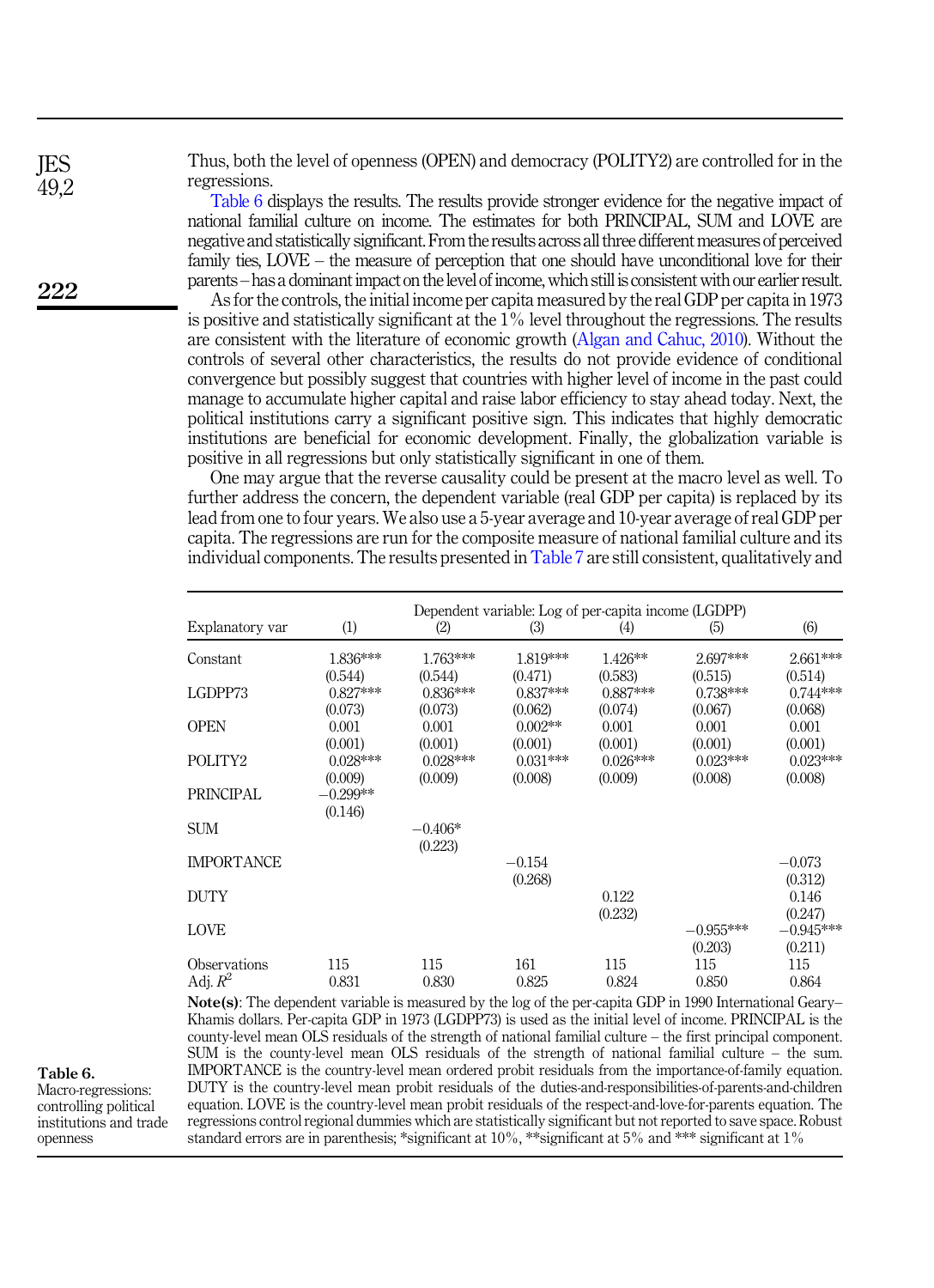Thus, both the level of openness (OPEN) and democracy (POLITY2) are controlled for in the regressions.

Table 6 displays the results. The results provide stronger evidence for the negative impact of national familial culture on income. The estimates for both PRINCIPAL, SUM and LOVE are negative and statistically significant. From the results across all three different measures of perceived family ties, LOVE – the measure of perception that one should have unconditional love for their parents – has a dominant impact on the level of income, which still is consistent with our earlier result.

As for the controls, the initial income per capita measured by the real GDP per capita in 1973 is positive and statistically significant at the 1% level throughout the regressions. The results are consistent with the literature of economic growth (Algan and Cahuc, 2010). Without the controls of several other characteristics, the results do not provide evidence of conditional convergence but possibly suggest that countries with higher level of income in the past could manage to accumulate higher capital and raise labor efficiency to stay ahead today. Next, the political institutions carry a significant positive sign. This indicates that highly democratic institutions are beneficial for economic development. Finally, the globalization variable is positive in all regressions but only statistically significant in one of them.

One may argue that the reverse causality could be present at the macro level as well. To further address the concern, the dependent variable (real GDP per capita) is replaced by its lead from one to four years. We also use a 5-year average and 10-year average of real GDP per capita. The regressions are run for the composite measure of national familial culture and its individual components. The results presented in Table 7 are still consistent, qualitatively and

| | Dependent variable: Log of per-capita income (LGDPP) | | | | | |
|---|---|---|---|---|---|---|
| Explanatory var | (1) | (2) | (3) | (4) | (5) | (6) |
| Constant | 1.836*** | 1.763*** | 1.819*** | 1.426** | 2.697*** | 2.661*** |
| | (0.544) | (0.544) | (0.471) | (0.583) | (0.515) | (0.514) |
| LGDPP73 | 0.827*** | 0.836*** | 0.837*** | 0.887*** | 0.738*** | 0.744*** |
| | (0.073) | (0.073) | (0.062) | (0.074) | (0.067) | (0.068) |
| OPEN | 0.001 | 0.001 | 0.002** | 0.001 | 0.001 | 0.001 |
| | (0.001) | (0.001) | (0.001) | (0.001) | (0.001) | (0.001) |
| POLITY2 | 0.028*** | 0.028*** | 0.031*** | 0.026*** | 0.023*** | 0.023*** |
| | (0.009) | (0.009) | (0.008) | (0.009) | (0.008) | (0.008) |
| PRINCIPAL | −0.299** | | | | | |
| | (0.146) | | | | | |
| SUM | | −0.406* | | | | |
| | | (0.223) | | | | |
| IMPORTANCE | | | −0.154 | | | −0.073 |
| | | | (0.268) | | | (0.312) |
| DUTY | | | | 0.122 | | 0.146 |
| | | | | (0.232) | | (0.247) |
| LOVE | | | | | −0.955*** | −0.945*** |
| | | | | | (0.203) | (0.211) |
| Observations | 115 | 115 | 161 | 115 | 115 | 115 |
| Adj. $R^2$ | 0.831 | 0.830 | 0.825 | 0.824 | 0.850 | 0.864 |

**Note(s)**: The dependent variable is measured by the log of the per-capita GDP in 1990 International Geary–Khamis dollars. Per-capita GDP in 1973 (LGDPP73) is used as the initial level of income. PRINCIPAL is the county-level mean OLS residuals of the strength of national familial culture – the first principal component. SUM is the county-level mean OLS residuals of the strength of national familial culture – the sum. IMPORTANCE is the country-level mean ordered probit residuals from the importance-of-family equation. DUTY is the country-level mean probit residuals of the duties-and-responsibilities-of-parents-and-children equation. LOVE is the country-level mean probit residuals of the respect-and-love-for-parents equation. The regressions control regional dummies which are statistically significant but not reported to save space. Robust standard errors are in parenthesis; *significant at 10%, **significant at 5% and *** significant at 1%

**Table 6.** Macro-regressions: controlling political institutions and trade openness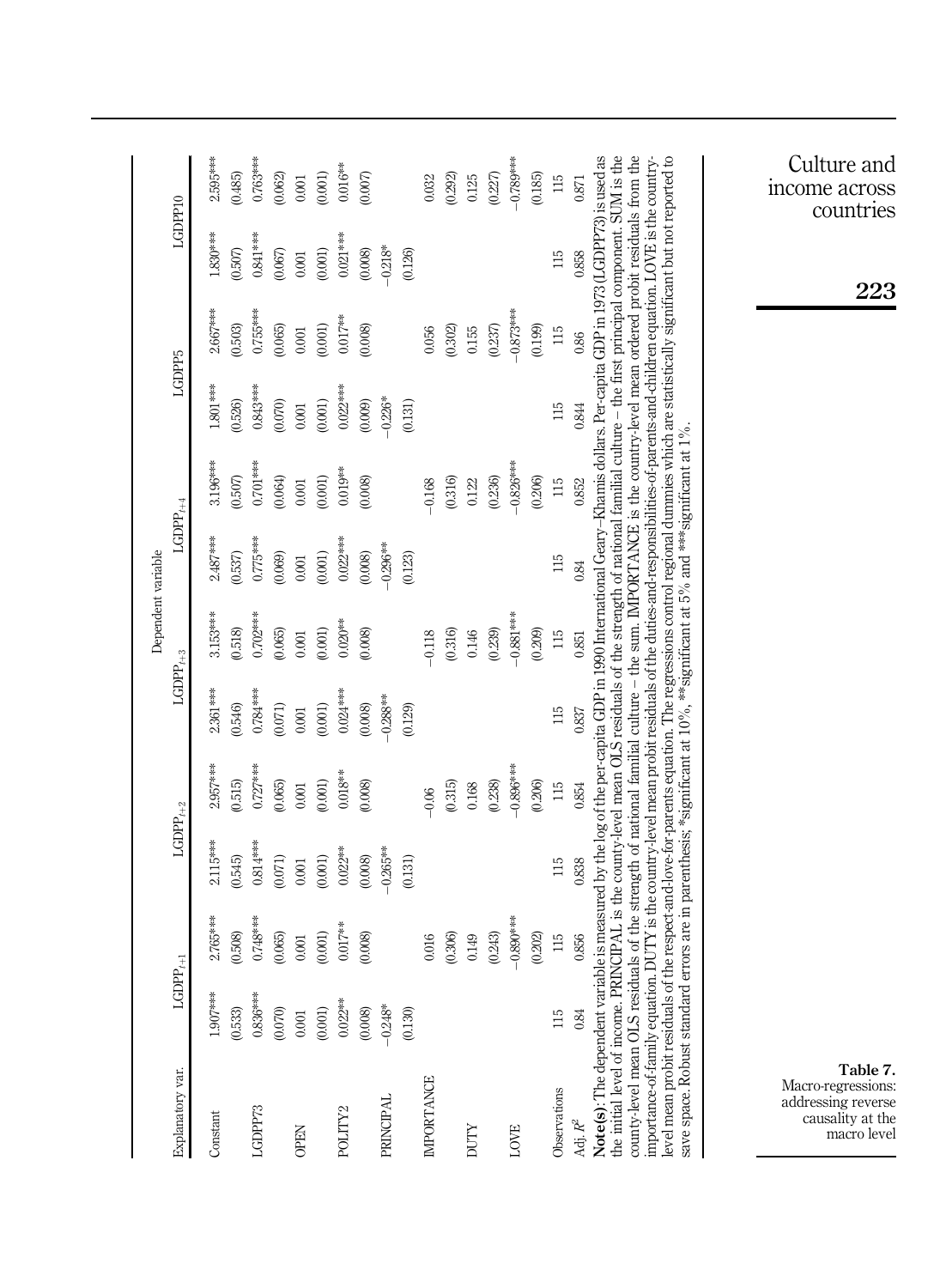**Table 7.** Macro-regressions: addressing reverse causality at the macro level

| Explanatory var. | $LGDPP_{t+1}$ | | $LGDPP_{t+2}$ | | $LGDPP_{t+3}$ | | $LGDPP_{t+4}$ | | LGDPP5 | | LGDPP10 | |
|---|---|---|---|---|---|---|---|---|---|---|---|---|
| Constant | 1.907*** | 2.765*** | 2.115*** | 2.957*** | 2.361*** | 3.153*** | 2.487*** | 3.196*** | 1.801*** | 2.667*** | 1.830*** | 2.595*** |
| | (0.533) | (0.508) | (0.545) | (0.515) | (0.546) | (0.518) | (0.537) | (0.507) | (0.526) | (0.503) | (0.507) | (0.485) |
| LGDPP73 | 0.836*** | 0.748*** | 0.814*** | 0.727*** | 0.784*** | 0.702*** | 0.775*** | 0.701*** | 0.843*** | 0.755*** | 0.841*** | 0.763*** |
| | (0.070) | (0.065) | (0.071) | (0.065) | (0.071) | (0.065) | (0.069) | (0.064) | (0.070) | (0.065) | (0.067) | (0.062) |
| OPEN | 0.001 | 0.001 | 0.001 | 0.001 | 0.001 | 0.001 | 0.001 | 0.001 | 0.001 | 0.001 | 0.001 | 0.001 |
| | (0.001) | (0.001) | (0.001) | (0.001) | (0.001) | (0.001) | (0.001) | (0.001) | (0.001) | (0.001) | (0.001) | (0.001) |
| POLITY2 | 0.022** | 0.017** | 0.022** | 0.018** | 0.024*** | 0.020** | 0.022*** | 0.019** | 0.022*** | 0.017** | 0.021*** | 0.016** |
| | (0.008) | (0.008) | (0.008) | (0.008) | (0.008) | (0.008) | (0.008) | (0.008) | (0.009) | (0.008) | (0.008) | (0.007) |
| PRINCIPAL | −0.248* | | −0.265** | | −0.288** | | −0.296** | | −0.226* | | −0.218* | |
| | (0.130) | | (0.131) | | (0.129) | | (0.123) | | (0.131) | | (0.126) | |
| IMPORTANCE | | 0.016 | | −0.06 | | −0.118 | | −0.168 | | 0.056 | | 0.032 |
| | | (0.306) | | (0.315) | | (0.316) | | (0.316) | | (0.302) | | (0.292) |
| DUTY | | 0.149 | | 0.168 | | 0.146 | | 0.122 | | 0.155 | | 0.125 |
| | | (0.243) | | (0.238) | | (0.239) | | (0.236) | | (0.237) | | (0.227) |
| LOVE | | −0.890*** | | −0.896*** | | −0.881*** | | −0.826*** | | −0.873*** | | −0.789*** |
| | | (0.202) | | (0.206) | | (0.209) | | (0.206) | | (0.199) | | (0.185) |
| Observations | 115 | 115 | 115 | 115 | 115 | 115 | 115 | 115 | 115 | 115 | 115 | 115 |
| Adj. $R^2$ | 0.84 | 0.856 | 0.838 | 0.854 | 0.837 | 0.851 | 0.84 | 0.852 | 0.844 | 0.86 | 0.858 | 0.871 |

**Note(s)**: The dependent variable is measured by the log of the per-capita GDP in 1990 International Geary–Khamis dollars. Per-capita GDP in 1973 (LGDPP73) is used as the initial level of income. PRINCIPAL is the county-level mean OLS residuals of the strength of national familial culture – the first principal component. SUM is the county-level mean OLS residuals of the strength of national familial culture – the sum. IMPORTANCE is the country-level mean ordered probit residuals from the importance-of-family equation. DUTY is the country-level mean probit residuals of the duties-and-responsibilities-of-parents-and-children equation. LOVE is the country-level mean probit residuals of the respect-and-love-for-parents equation. The regressions control regional dummies which are statistically significant but not reported to save space. Robust standard errors are in parenthesis; *significant at 10%, **significant at 5% and ***significant at 1%.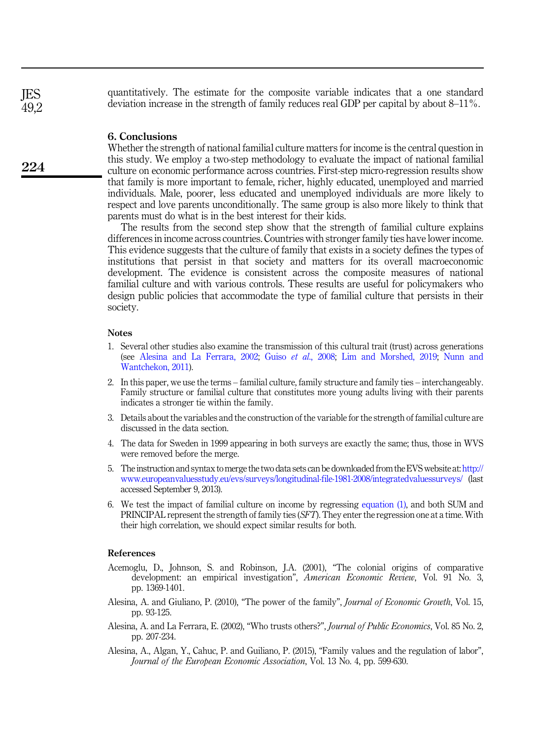quantitatively. The estimate for the composite variable indicates that a one standard deviation increase in the strength of family reduces real GDP per capital by about 8–11%.

## 6. Conclusions

Whether the strength of national familial culture matters for income is the central question in this study. We employ a two-step methodology to evaluate the impact of national familial culture on economic performance across countries. First-step micro-regression results show that family is more important to female, richer, highly educated, unemployed and married individuals. Male, poorer, less educated and unemployed individuals are more likely to respect and love parents unconditionally. The same group is also more likely to think that parents must do what is in the best interest for their kids.

The results from the second step show that the strength of familial culture explains differences in income across countries. Countries with stronger family ties have lower income. This evidence suggests that the culture of family that exists in a society defines the types of institutions that persist in that society and matters for its overall macroeconomic development. The evidence is consistent across the composite measures of national familial culture and with various controls. These results are useful for policymakers who design public policies that accommodate the type of familial culture that persists in their society.

### Notes

1. Several other studies also examine the transmission of this cultural trait (trust) across generations (see Alesina and La Ferrara, 2002; Guiso *et al.*, 2008; Lim and Morshed, 2019; Nunn and Wantchekon, 2011).
2. In this paper, we use the terms – familial culture, family structure and family ties – interchangeably. Family structure or familial culture that constitutes more young adults living with their parents indicates a stronger tie within the family.
3. Details about the variables and the construction of the variable for the strength of familial culture are discussed in the data section.
4. The data for Sweden in 1999 appearing in both surveys are exactly the same; thus, those in WVS were removed before the merge.
5. The instruction and syntax to merge the two data sets can be downloaded from the EVS website at: http://www.europeanvaluesstudy.eu/evs/surveys/longitudinal-file-1981-2008/integratedvaluessurveys/ (last accessed September 9, 2013).
6. We test the impact of familial culture on income by regressing equation (1), and both SUM and PRINCIPAL represent the strength of family ties (*SFT*). They enter the regression one at a time. With their high correlation, we should expect similar results for both.

### References

Acemoglu, D., Johnson, S. and Robinson, J.A. (2001), "The colonial origins of comparative development: an empirical investigation", *American Economic Review*, Vol. 91 No. 3, pp. 1369-1401.

Alesina, A. and Giuliano, P. (2010), "The power of the family", *Journal of Economic Growth*, Vol. 15, pp. 93-125.

Alesina, A. and La Ferrara, E. (2002), "Who trusts others?", *Journal of Public Economics*, Vol. 85 No. 2, pp. 207-234.

Alesina, A., Algan, Y., Cahuc, P. and Guiliano, P. (2015), "Family values and the regulation of labor", *Journal of the European Economic Association*, Vol. 13 No. 4, pp. 599-630.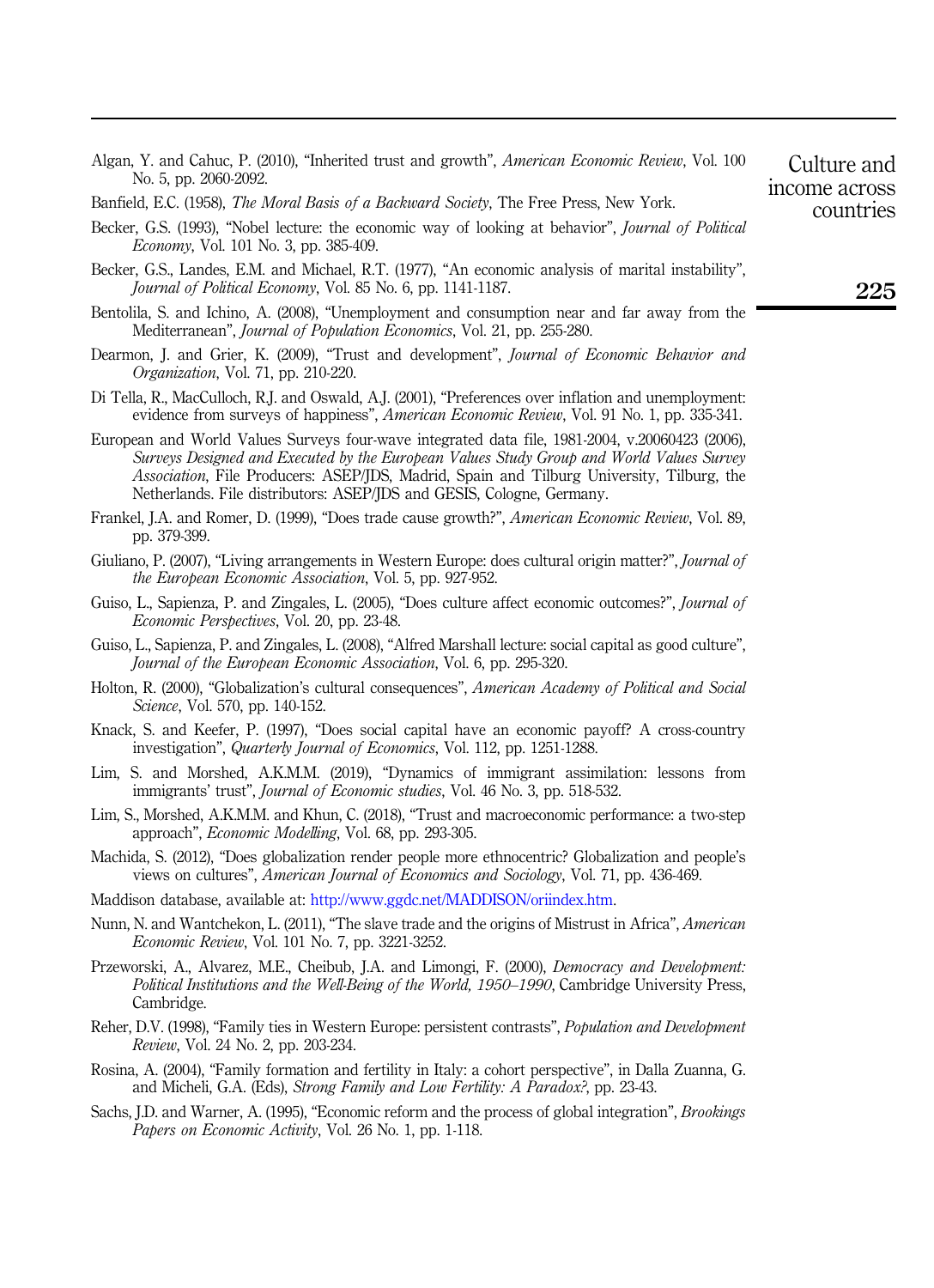Algan, Y. and Cahuc, P. (2010), "Inherited trust and growth", *American Economic Review*, Vol. 100 No. 5, pp. 2060-2092.

Banfield, E.C. (1958), *The Moral Basis of a Backward Society*, The Free Press, New York.

Becker, G.S. (1993), "Nobel lecture: the economic way of looking at behavior", *Journal of Political Economy*, Vol. 101 No. 3, pp. 385-409.

Becker, G.S., Landes, E.M. and Michael, R.T. (1977), "An economic analysis of marital instability", *Journal of Political Economy*, Vol. 85 No. 6, pp. 1141-1187.

Bentolila, S. and Ichino, A. (2008), "Unemployment and consumption near and far away from the Mediterranean", *Journal of Population Economics*, Vol. 21, pp. 255-280.

Dearmon, J. and Grier, K. (2009), "Trust and development", *Journal of Economic Behavior and Organization*, Vol. 71, pp. 210-220.

Di Tella, R., MacCulloch, R.J. and Oswald, A.J. (2001), "Preferences over inflation and unemployment: evidence from surveys of happiness", *American Economic Review*, Vol. 91 No. 1, pp. 335-341.

European and World Values Surveys four-wave integrated data file, 1981-2004, v.20060423 (2006), *Surveys Designed and Executed by the European Values Study Group and World Values Survey Association*, File Producers: ASEP/JDS, Madrid, Spain and Tilburg University, Tilburg, the Netherlands. File distributors: ASEP/JDS and GESIS, Cologne, Germany.

Frankel, J.A. and Romer, D. (1999), "Does trade cause growth?", *American Economic Review*, Vol. 89, pp. 379-399.

Giuliano, P. (2007), "Living arrangements in Western Europe: does cultural origin matter?", *Journal of the European Economic Association*, Vol. 5, pp. 927-952.

Guiso, L., Sapienza, P. and Zingales, L. (2005), "Does culture affect economic outcomes?", *Journal of Economic Perspectives*, Vol. 20, pp. 23-48.

Guiso, L., Sapienza, P. and Zingales, L. (2008), "Alfred Marshall lecture: social capital as good culture", *Journal of the European Economic Association*, Vol. 6, pp. 295-320.

Holton, R. (2000), "Globalization's cultural consequences", *American Academy of Political and Social Science*, Vol. 570, pp. 140-152.

Knack, S. and Keefer, P. (1997), "Does social capital have an economic payoff? A cross-country investigation", *Quarterly Journal of Economics*, Vol. 112, pp. 1251-1288.

Lim, S. and Morshed, A.K.M.M. (2019), "Dynamics of immigrant assimilation: lessons from immigrants' trust", *Journal of Economic studies*, Vol. 46 No. 3, pp. 518-532.

Lim, S., Morshed, A.K.M.M. and Khun, C. (2018), "Trust and macroeconomic performance: a two-step approach", *Economic Modelling*, Vol. 68, pp. 293-305.

Machida, S. (2012), "Does globalization render people more ethnocentric? Globalization and people's views on cultures", *American Journal of Economics and Sociology*, Vol. 71, pp. 436-469.

Maddison database, available at: http://www.ggdc.net/MADDISON/oriindex.htm.

Nunn, N. and Wantchekon, L. (2011), "The slave trade and the origins of Mistrust in Africa", *American Economic Review*, Vol. 101 No. 7, pp. 3221-3252.

Przeworski, A., Alvarez, M.E., Cheibub, J.A. and Limongi, F. (2000), *Democracy and Development: Political Institutions and the Well-Being of the World, 1950–1990*, Cambridge University Press, Cambridge.

Reher, D.V. (1998), "Family ties in Western Europe: persistent contrasts", *Population and Development Review*, Vol. 24 No. 2, pp. 203-234.

Rosina, A. (2004), "Family formation and fertility in Italy: a cohort perspective", in Dalla Zuanna, G. and Micheli, G.A. (Eds), *Strong Family and Low Fertility: A Paradox?*, pp. 23-43.

Sachs, J.D. and Warner, A. (1995), "Economic reform and the process of global integration", *Brookings Papers on Economic Activity*, Vol. 26 No. 1, pp. 1-118.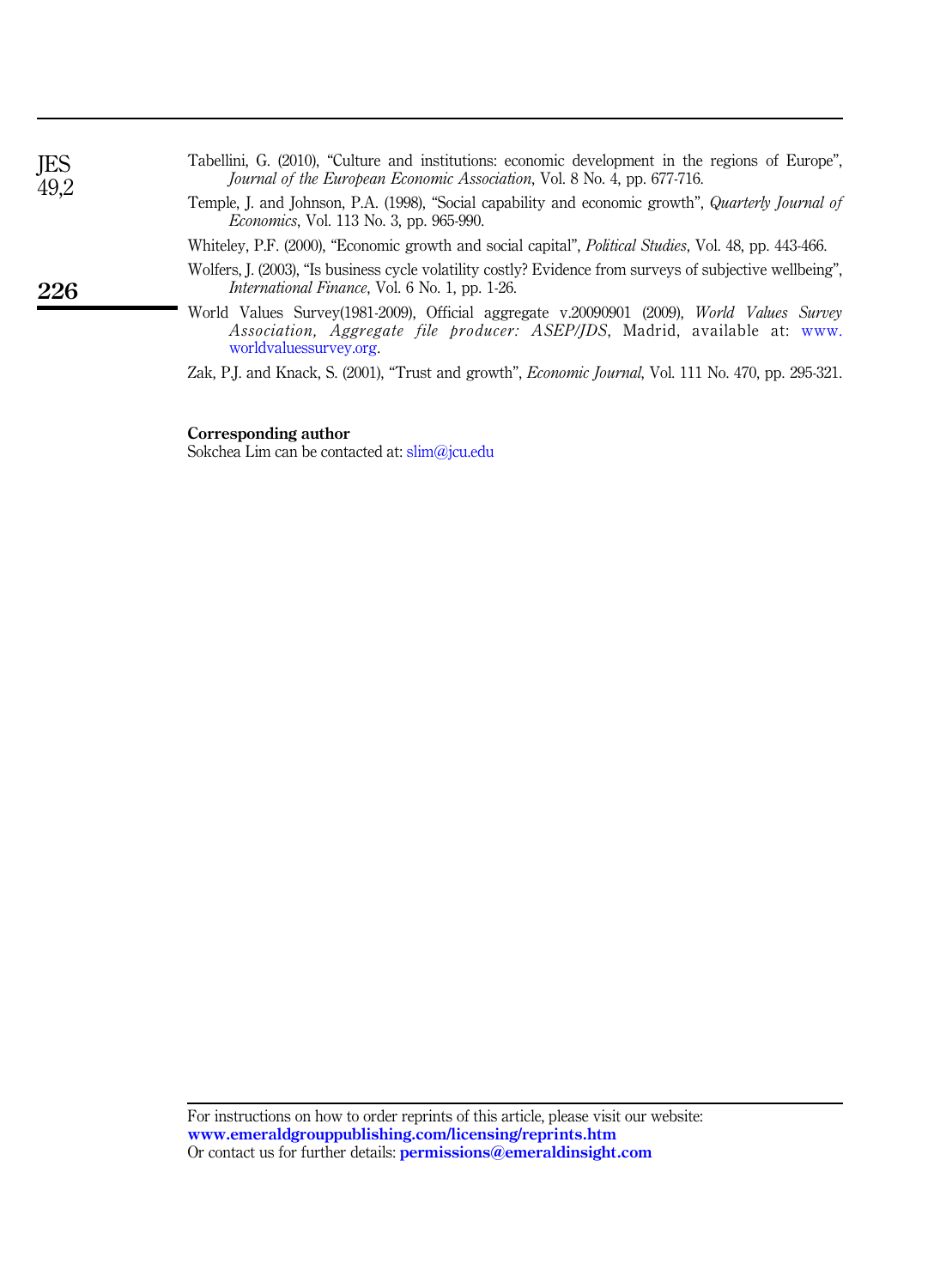Tabellini, G. (2010), "Culture and institutions: economic development in the regions of Europe", *Journal of the European Economic Association*, Vol. 8 No. 4, pp. 677-716.

Temple, J. and Johnson, P.A. (1998), "Social capability and economic growth", *Quarterly Journal of Economics*, Vol. 113 No. 3, pp. 965-990.

Whiteley, P.F. (2000), "Economic growth and social capital", *Political Studies*, Vol. 48, pp. 443-466.

Wolfers, J. (2003), "Is business cycle volatility costly? Evidence from surveys of subjective wellbeing", *International Finance*, Vol. 6 No. 1, pp. 1-26.

World Values Survey(1981-2009), Official aggregate v.20090901 (2009), *World Values Survey Association, Aggregate file producer: ASEP/JDS*, Madrid, available at: www.worldvaluessurvey.org.

Zak, P.J. and Knack, S. (2001), "Trust and growth", *Economic Journal*, Vol. 111 No. 470, pp. 295-321.

**Corresponding author**
Sokchea Lim can be contacted at: slim@jcu.edu

For instructions on how to order reprints of this article, please visit our website:
**www.emeraldgrouppublishing.com/licensing/reprints.htm**
Or contact us for further details: **permissions@emeraldinsight.com**